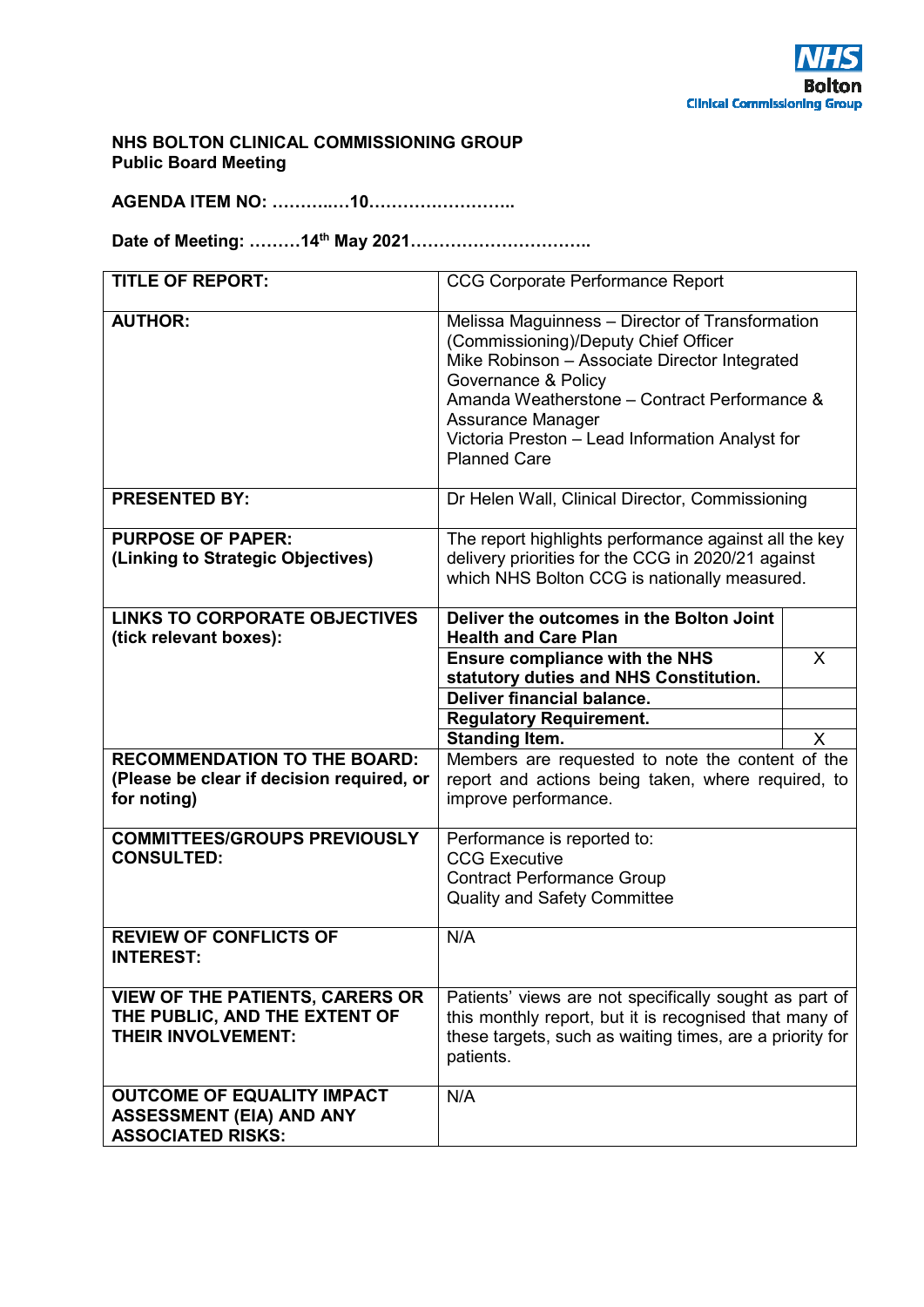NHS Bolton Clinical Commissioning Group

**NHS BOLTON CLINICAL COMMISSIONING GROUP**
**Public Board Meeting**

**AGENDA ITEM NO: ………..…10……………………..**

**Date of Meeting: ………14th May 2021…………………………..**

| | | |
|---|---|---|
| **TITLE OF REPORT:** | CCG Corporate Performance Report | |
| **AUTHOR:** | Melissa Maguinness – Director of Transformation (Commissioning)/Deputy Chief Officer<br>Mike Robinson – Associate Director Integrated Governance & Policy<br>Amanda Weatherstone – Contract Performance & Assurance Manager<br>Victoria Preston – Lead Information Analyst for Planned Care | |
| **PRESENTED BY:** | Dr Helen Wall, Clinical Director, Commissioning | |
| **PURPOSE OF PAPER: (Linking to Strategic Objectives)** | The report highlights performance against all the key delivery priorities for the CCG in 2020/21 against which NHS Bolton CCG is nationally measured. | |
| **LINKS TO CORPORATE OBJECTIVES (tick relevant boxes):** | **Deliver the outcomes in the Bolton Joint Health and Care Plan** | |
| | **Ensure compliance with the NHS statutory duties and NHS Constitution.** | X |
| | **Deliver financial balance.** | |
| | **Regulatory Requirement.** | |
| | **Standing Item.** | X |
| **RECOMMENDATION TO THE BOARD: (Please be clear if decision required, or for noting)** | Members are requested to note the content of the report and actions being taken, where required, to improve performance. | |
| **COMMITTEES/GROUPS PREVIOUSLY CONSULTED:** | Performance is reported to:<br>CCG Executive<br>Contract Performance Group<br>Quality and Safety Committee | |
| **REVIEW OF CONFLICTS OF INTEREST:** | N/A | |
| **VIEW OF THE PATIENTS, CARERS OR THE PUBLIC, AND THE EXTENT OF THEIR INVOLVEMENT:** | Patients' views are not specifically sought as part of this monthly report, but it is recognised that many of these targets, such as waiting times, are a priority for patients. | |
| **OUTCOME OF EQUALITY IMPACT ASSESSMENT (EIA) AND ANY ASSOCIATED RISKS:** | N/A | |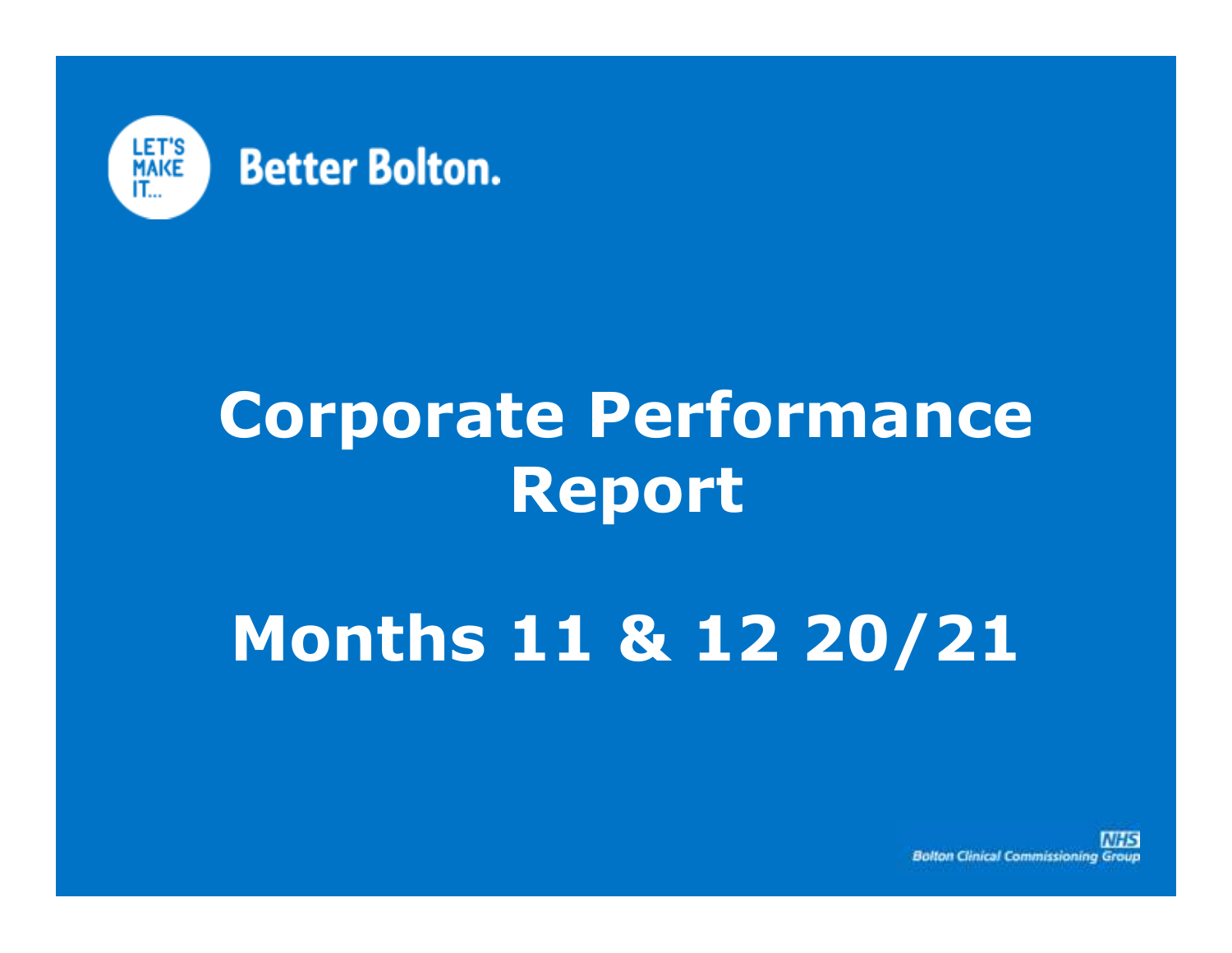LET'S MAKE IT...

Better Bolton.

# Corporate Performance Report

# Months 11 & 12 20/21

NHS

Bolton Clinical Commissioning Group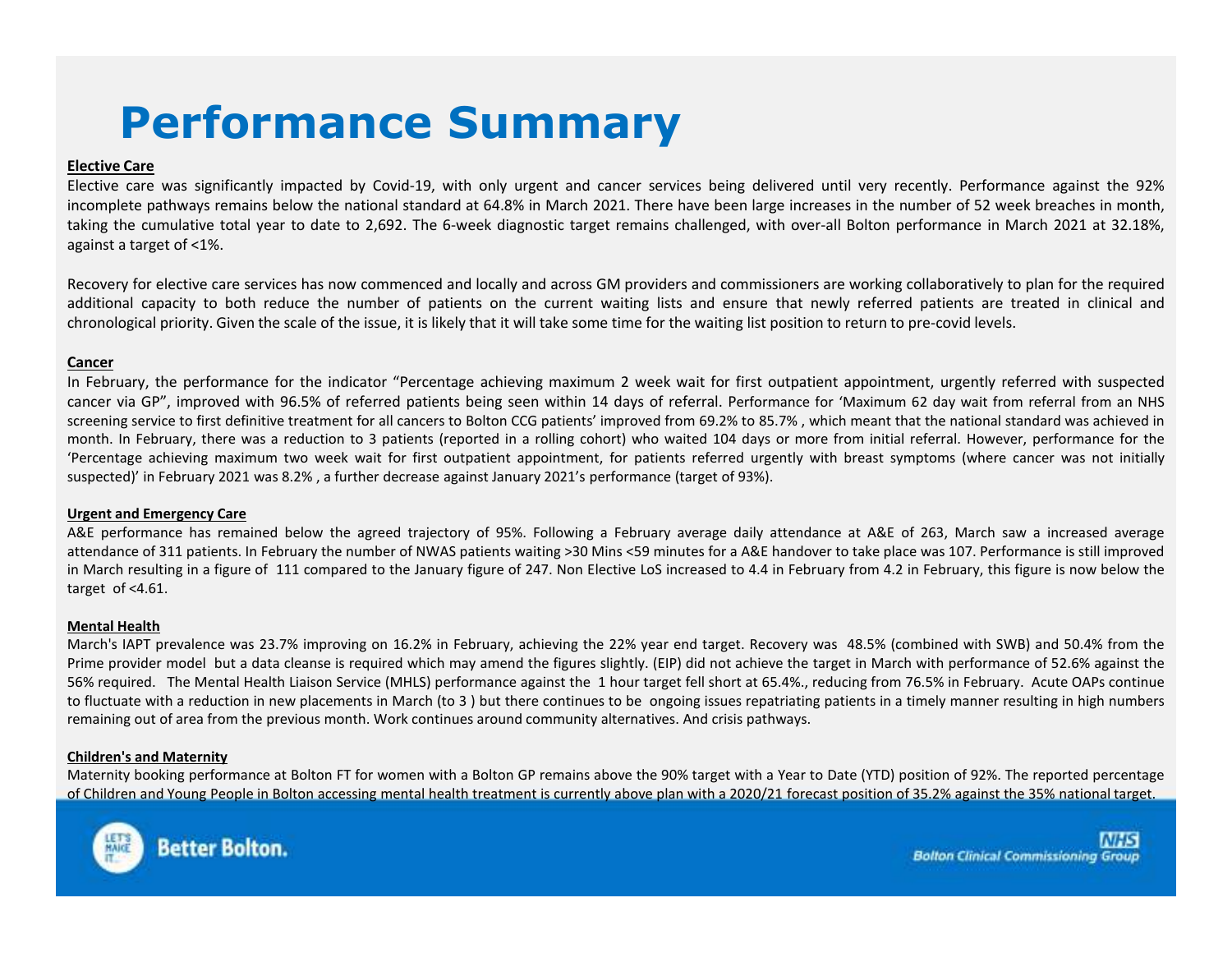# Performance Summary

**Elective Care**

Elective care was significantly impacted by Covid-19, with only urgent and cancer services being delivered until very recently. Performance against the 92% incomplete pathways remains below the national standard at 64.8% in March 2021. There have been large increases in the number of 52 week breaches in month, taking the cumulative total year to date to 2,692. The 6-week diagnostic target remains challenged, with over-all Bolton performance in March 2021 at 32.18%, against a target of <1%.

Recovery for elective care services has now commenced and locally and across GM providers and commissioners are working collaboratively to plan for the required additional capacity to both reduce the number of patients on the current waiting lists and ensure that newly referred patients are treated in clinical and chronological priority. Given the scale of the issue, it is likely that it will take some time for the waiting list position to return to pre-covid levels.

**Cancer**

In February, the performance for the indicator "Percentage achieving maximum 2 week wait for first outpatient appointment, urgently referred with suspected cancer via GP", improved with 96.5% of referred patients being seen within 14 days of referral. Performance for 'Maximum 62 day wait from referral from an NHS screening service to first definitive treatment for all cancers to Bolton CCG patients' improved from 69.2% to 85.7% , which meant that the national standard was achieved in month. In February, there was a reduction to 3 patients (reported in a rolling cohort) who waited 104 days or more from initial referral. However, performance for the 'Percentage achieving maximum two week wait for first outpatient appointment, for patients referred urgently with breast symptoms (where cancer was not initially suspected)' in February 2021 was 8.2% , a further decrease against January 2021's performance (target of 93%).

**Urgent and Emergency Care**

A&E performance has remained below the agreed trajectory of 95%. Following a February average daily attendance at A&E of 263, March saw a increased average attendance of 311 patients. In February the number of NWAS patients waiting >30 Mins <59 minutes for a A&E handover to take place was 107. Performance is still improved in March resulting in a figure of 111 compared to the January figure of 247. Non Elective LoS increased to 4.4 in February from 4.2 in February, this figure is now below the target of <4.61.

**Mental Health**

March's IAPT prevalence was 23.7% improving on 16.2% in February, achieving the 22% year end target. Recovery was 48.5% (combined with SWB) and 50.4% from the Prime provider model but a data cleanse is required which may amend the figures slightly. (EIP) did not achieve the target in March with performance of 52.6% against the 56% required. The Mental Health Liaison Service (MHLS) performance against the 1 hour target fell short at 65.4%., reducing from 76.5% in February. Acute OAPs continue to fluctuate with a reduction in new placements in March (to 3 ) but there continues to be ongoing issues repatriating patients in a timely manner resulting in high numbers remaining out of area from the previous month. Work continues around community alternatives. And crisis pathways.

**Children's and Maternity**

Maternity booking performance at Bolton FT for women with a Bolton GP remains above the 90% target with a Year to Date (YTD) position of 92%. The reported percentage of Children and Young People in Bolton accessing mental health treatment is currently above plan with a 2020/21 forecast position of 35.2% against the 35% national target.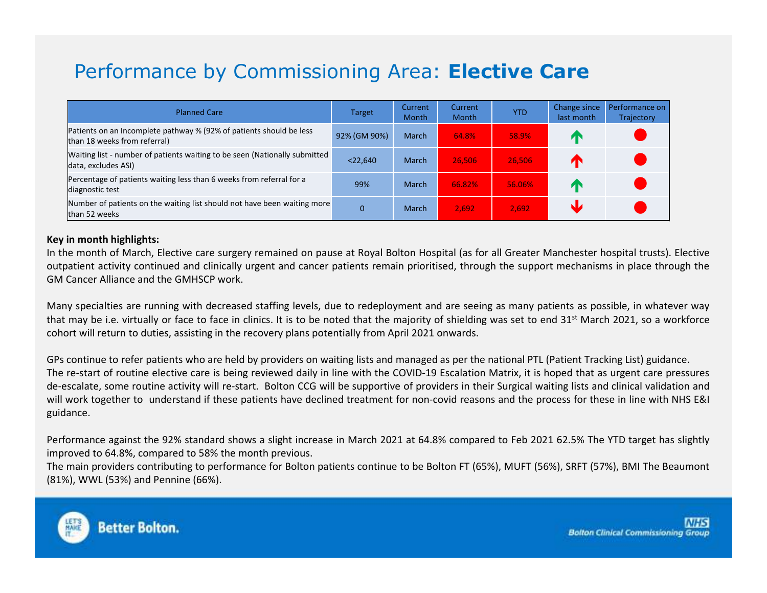# Performance by Commissioning Area: **Elective Care**

| Planned Care | Target | Current Month | Current Month | YTD | Change since last month | Performance on Trajectory |
|---|---|---|---|---|---|---|
| Patients on an Incomplete pathway % (92% of patients should be less than 18 weeks from referral) | 92% (GM 90%) | March | 64.8% | 58.9% | ↑ | ● |
| Waiting list - number of patients waiting to be seen (Nationally submitted data, excludes ASI) | <22,640 | March | 26,506 | 26,506 | ↑ | ● |
| Percentage of patients waiting less than 6 weeks from referral for a diagnostic test | 99% | March | 66.82% | 56.06% | ↑ | ● |
| Number of patients on the waiting list should not have been waiting more than 52 weeks | 0 | March | 2,692 | 2,692 | ↓ | ● |

**Key in month highlights:**

In the month of March, Elective care surgery remained on pause at Royal Bolton Hospital (as for all Greater Manchester hospital trusts). Elective outpatient activity continued and clinically urgent and cancer patients remain prioritised, through the support mechanisms in place through the GM Cancer Alliance and the GMHSCP work.

Many specialties are running with decreased staffing levels, due to redeployment and are seeing as many patients as possible, in whatever way that may be i.e. virtually or face to face in clinics. It is to be noted that the majority of shielding was set to end 31st March 2021, so a workforce cohort will return to duties, assisting in the recovery plans potentially from April 2021 onwards.

GPs continue to refer patients who are held by providers on waiting lists and managed as per the national PTL (Patient Tracking List) guidance. The re-start of routine elective care is being reviewed daily in line with the COVID-19 Escalation Matrix, it is hoped that as urgent care pressures de-escalate, some routine activity will re-start. Bolton CCG will be supportive of providers in their Surgical waiting lists and clinical validation and will work together to understand if these patients have declined treatment for non-covid reasons and the process for these in line with NHS E&I guidance.

Performance against the 92% standard shows a slight increase in March 2021 at 64.8% compared to Feb 2021 62.5% The YTD target has slightly improved to 64.8%, compared to 58% the month previous.
The main providers contributing to performance for Bolton patients continue to be Bolton FT (65%), MUFT (56%), SRFT (57%), BMI The Beaumont (81%), WWL (53%) and Pennine (66%).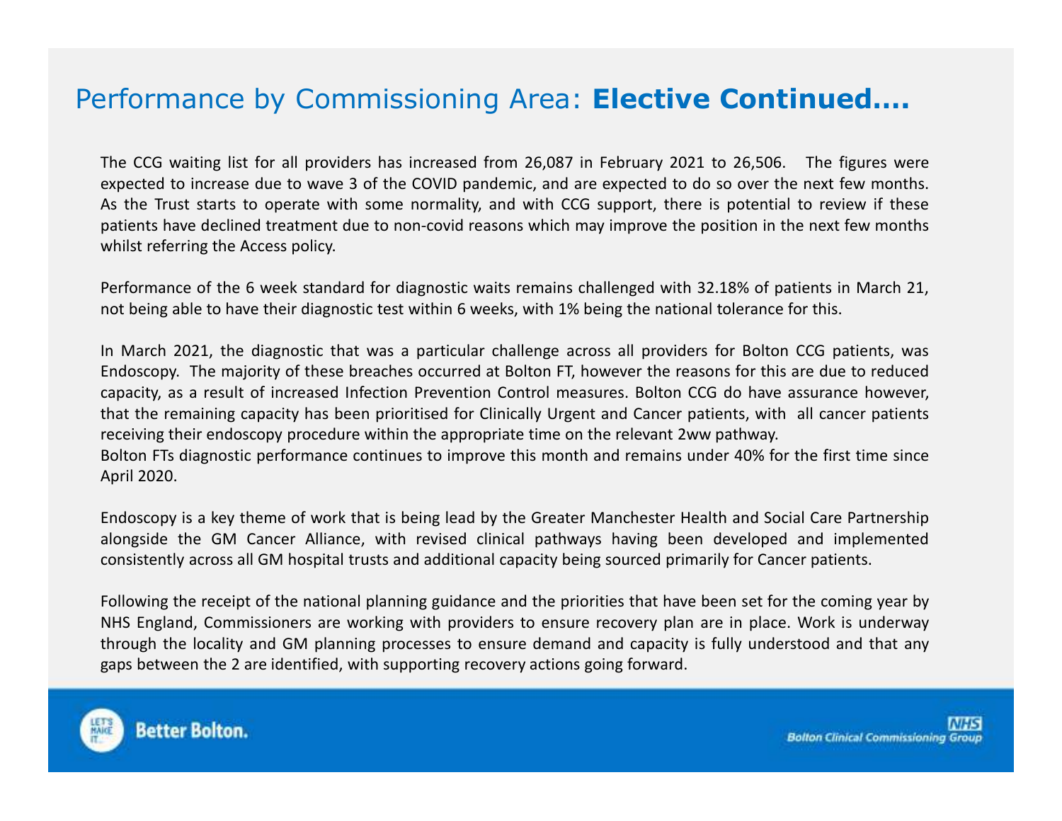# Performance by Commissioning Area: **Elective Continued….**

The CCG waiting list for all providers has increased from 26,087 in February 2021 to 26,506. The figures were expected to increase due to wave 3 of the COVID pandemic, and are expected to do so over the next few months. As the Trust starts to operate with some normality, and with CCG support, there is potential to review if these patients have declined treatment due to non-covid reasons which may improve the position in the next few months whilst referring the Access policy.

Performance of the 6 week standard for diagnostic waits remains challenged with 32.18% of patients in March 21, not being able to have their diagnostic test within 6 weeks, with 1% being the national tolerance for this.

In March 2021, the diagnostic that was a particular challenge across all providers for Bolton CCG patients, was Endoscopy. The majority of these breaches occurred at Bolton FT, however the reasons for this are due to reduced capacity, as a result of increased Infection Prevention Control measures. Bolton CCG do have assurance however, that the remaining capacity has been prioritised for Clinically Urgent and Cancer patients, with all cancer patients receiving their endoscopy procedure within the appropriate time on the relevant 2ww pathway.
Bolton FTs diagnostic performance continues to improve this month and remains under 40% for the first time since April 2020.

Endoscopy is a key theme of work that is being lead by the Greater Manchester Health and Social Care Partnership alongside the GM Cancer Alliance, with revised clinical pathways having been developed and implemented consistently across all GM hospital trusts and additional capacity being sourced primarily for Cancer patients.

Following the receipt of the national planning guidance and the priorities that have been set for the coming year by NHS England, Commissioners are working with providers to ensure recovery plan are in place. Work is underway through the locality and GM planning processes to ensure demand and capacity is fully understood and that any gaps between the 2 are identified, with supporting recovery actions going forward.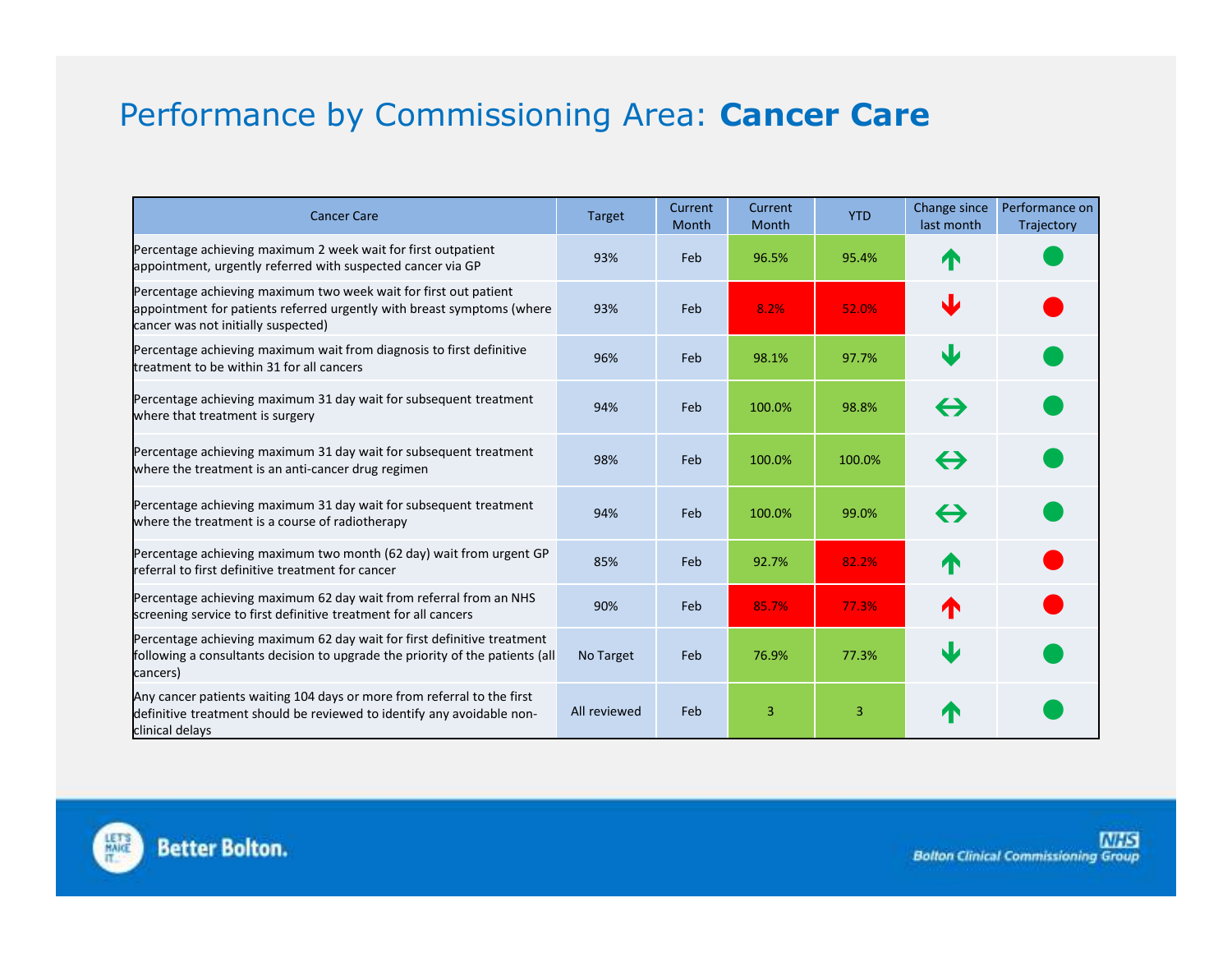# Performance by Commissioning Area: **Cancer Care**

| Cancer Care | Target | Current Month | Current Month | YTD | Change since last month | Performance on Trajectory |
|---|---|---|---|---|---|---|
| Percentage achieving maximum 2 week wait for first outpatient appointment, urgently referred with suspected cancer via GP | 93% | Feb | 96.5% | 95.4% | ↑ | ● |
| Percentage achieving maximum two week wait for first out patient appointment for patients referred urgently with breast symptoms (where cancer was not initially suspected) | 93% | Feb | 8.2% | 52.0% | ↓ | ● |
| Percentage achieving maximum wait from diagnosis to first definitive treatment to be within 31 for all cancers | 96% | Feb | 98.1% | 97.7% | ↓ | ● |
| Percentage achieving maximum 31 day wait for subsequent treatment where that treatment is surgery | 94% | Feb | 100.0% | 98.8% | ↔ | ● |
| Percentage achieving maximum 31 day wait for subsequent treatment where the treatment is an anti-cancer drug regimen | 98% | Feb | 100.0% | 100.0% | ↔ | ● |
| Percentage achieving maximum 31 day wait for subsequent treatment where the treatment is a course of radiotherapy | 94% | Feb | 100.0% | 99.0% | ↔ | ● |
| Percentage achieving maximum two month (62 day) wait from urgent GP referral to first definitive treatment for cancer | 85% | Feb | 92.7% | 82.2% | ↑ | ● |
| Percentage achieving maximum 62 day wait from referral from an NHS screening service to first definitive treatment for all cancers | 90% | Feb | 85.7% | 77.3% | ↑ | ● |
| Percentage achieving maximum 62 day wait for first definitive treatment following a consultants decision to upgrade the priority of the patients (all cancers) | No Target | Feb | 76.9% | 77.3% | ↓ | ● |
| Any cancer patients waiting 104 days or more from referral to the first definitive treatment should be reviewed to identify any avoidable non-clinical delays | All reviewed | Feb | 3 | 3 | ↑ | ● |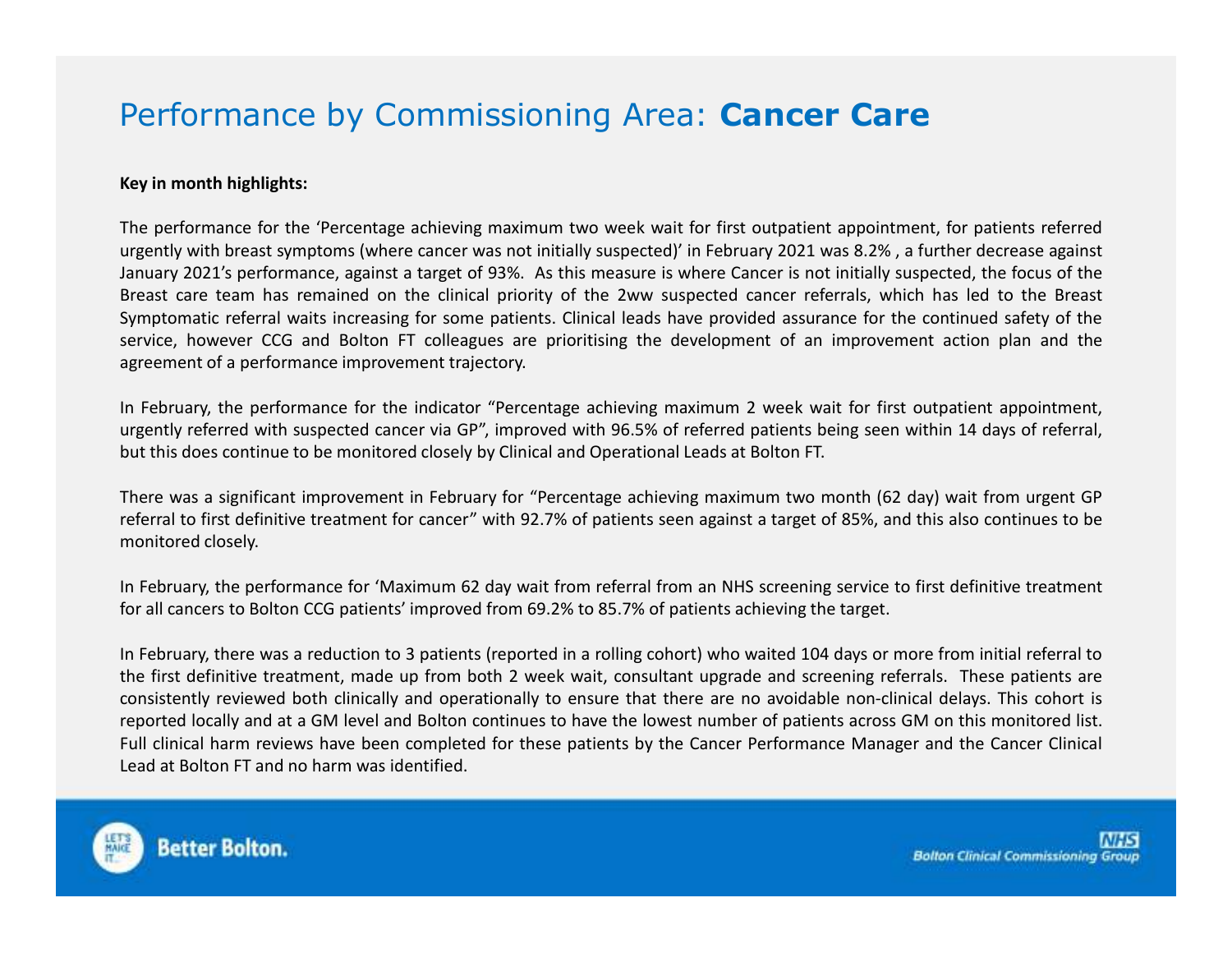# Performance by Commissioning Area: **Cancer Care**

**Key in month highlights:**

The performance for the 'Percentage achieving maximum two week wait for first outpatient appointment, for patients referred urgently with breast symptoms (where cancer was not initially suspected)' in February 2021 was 8.2% , a further decrease against January 2021's performance, against a target of 93%. As this measure is where Cancer is not initially suspected, the focus of the Breast care team has remained on the clinical priority of the 2ww suspected cancer referrals, which has led to the Breast Symptomatic referral waits increasing for some patients. Clinical leads have provided assurance for the continued safety of the service, however CCG and Bolton FT colleagues are prioritising the development of an improvement action plan and the agreement of a performance improvement trajectory.

In February, the performance for the indicator "Percentage achieving maximum 2 week wait for first outpatient appointment, urgently referred with suspected cancer via GP", improved with 96.5% of referred patients being seen within 14 days of referral, but this does continue to be monitored closely by Clinical and Operational Leads at Bolton FT.

There was a significant improvement in February for "Percentage achieving maximum two month (62 day) wait from urgent GP referral to first definitive treatment for cancer" with 92.7% of patients seen against a target of 85%, and this also continues to be monitored closely.

In February, the performance for 'Maximum 62 day wait from referral from an NHS screening service to first definitive treatment for all cancers to Bolton CCG patients' improved from 69.2% to 85.7% of patients achieving the target.

In February, there was a reduction to 3 patients (reported in a rolling cohort) who waited 104 days or more from initial referral to the first definitive treatment, made up from both 2 week wait, consultant upgrade and screening referrals. These patients are consistently reviewed both clinically and operationally to ensure that there are no avoidable non-clinical delays. This cohort is reported locally and at a GM level and Bolton continues to have the lowest number of patients across GM on this monitored list. Full clinical harm reviews have been completed for these patients by the Cancer Performance Manager and the Cancer Clinical Lead at Bolton FT and no harm was identified.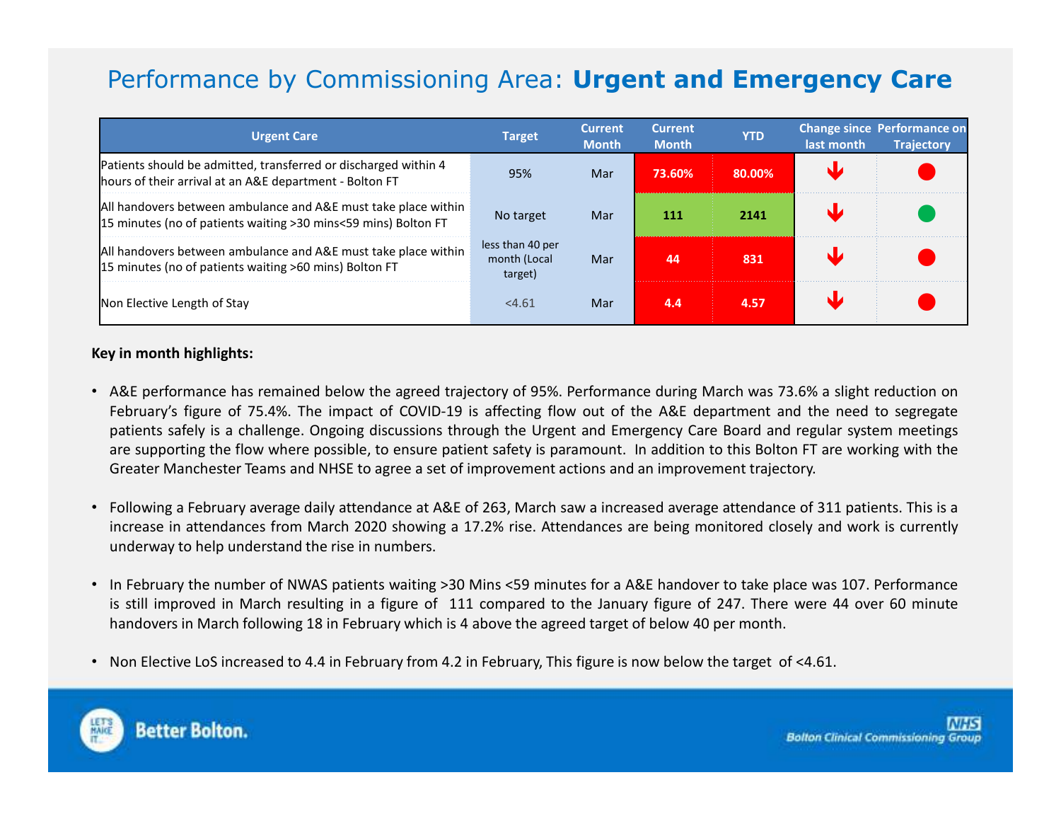# Performance by Commissioning Area: **Urgent and Emergency Care**

| Urgent Care | Target | Current Month | Current Month | YTD | Change since last month | Performance on Trajectory |
|---|---|---|---|---|---|---|
| Patients should be admitted, transferred or discharged within 4 hours of their arrival at an A&E department - Bolton FT | 95% | Mar | 73.60% | 80.00% | ↓ | ● |
| All handovers between ambulance and A&E must take place within 15 minutes (no of patients waiting >30 mins<59 mins) Bolton FT | No target | Mar | 111 | 2141 | ↓ | ● |
| All handovers between ambulance and A&E must take place within 15 minutes (no of patients waiting >60 mins) Bolton FT | less than 40 per month (Local target) | Mar | 44 | 831 | ↓ | ● |
| Non Elective Length of Stay | <4.61 | Mar | 4.4 | 4.57 | ↓ | ● |

**Key in month highlights:**

- A&E performance has remained below the agreed trajectory of 95%. Performance during March was 73.6% a slight reduction on February's figure of 75.4%. The impact of COVID-19 is affecting flow out of the A&E department and the need to segregate patients safely is a challenge. Ongoing discussions through the Urgent and Emergency Care Board and regular system meetings are supporting the flow where possible, to ensure patient safety is paramount. In addition to this Bolton FT are working with the Greater Manchester Teams and NHSE to agree a set of improvement actions and an improvement trajectory.

- Following a February average daily attendance at A&E of 263, March saw a increased average attendance of 311 patients. This is a increase in attendances from March 2020 showing a 17.2% rise. Attendances are being monitored closely and work is currently underway to help understand the rise in numbers.

- In February the number of NWAS patients waiting >30 Mins <59 minutes for a A&E handover to take place was 107. Performance is still improved in March resulting in a figure of 111 compared to the January figure of 247. There were 44 over 60 minute handovers in March following 18 in February which is 4 above the agreed target of below 40 per month.

- Non Elective LoS increased to 4.4 in February from 4.2 in February, This figure is now below the target of <4.61.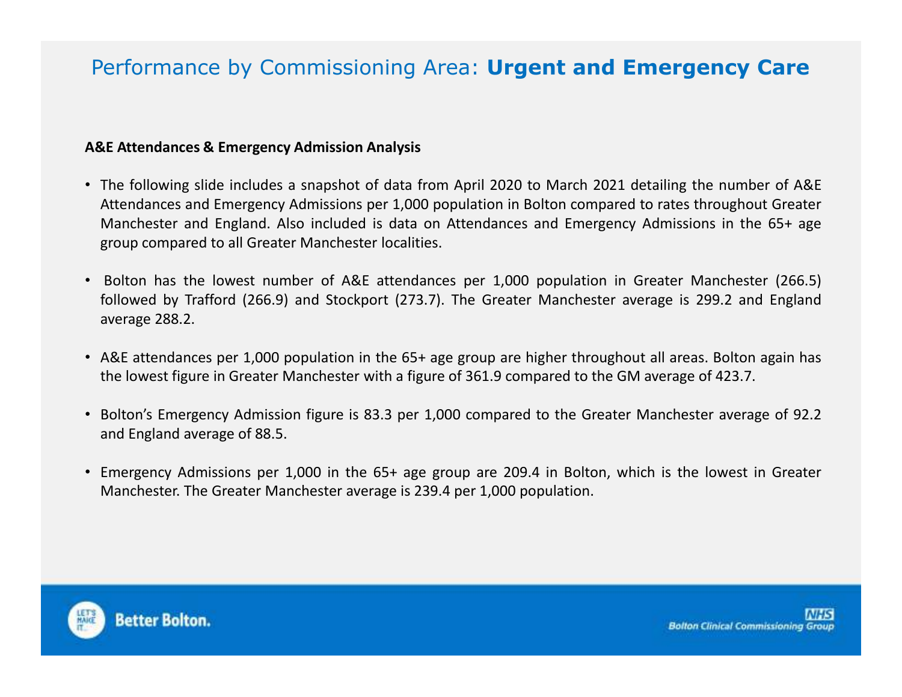# Performance by Commissioning Area: **Urgent and Emergency Care**

**A&E Attendances & Emergency Admission Analysis**

- The following slide includes a snapshot of data from April 2020 to March 2021 detailing the number of A&E Attendances and Emergency Admissions per 1,000 population in Bolton compared to rates throughout Greater Manchester and England. Also included is data on Attendances and Emergency Admissions in the 65+ age group compared to all Greater Manchester localities.
- Bolton has the lowest number of A&E attendances per 1,000 population in Greater Manchester (266.5) followed by Trafford (266.9) and Stockport (273.7). The Greater Manchester average is 299.2 and England average 288.2.
- A&E attendances per 1,000 population in the 65+ age group are higher throughout all areas. Bolton again has the lowest figure in Greater Manchester with a figure of 361.9 compared to the GM average of 423.7.
- Bolton's Emergency Admission figure is 83.3 per 1,000 compared to the Greater Manchester average of 92.2 and England average of 88.5.
- Emergency Admissions per 1,000 in the 65+ age group are 209.4 in Bolton, which is the lowest in Greater Manchester. The Greater Manchester average is 239.4 per 1,000 population.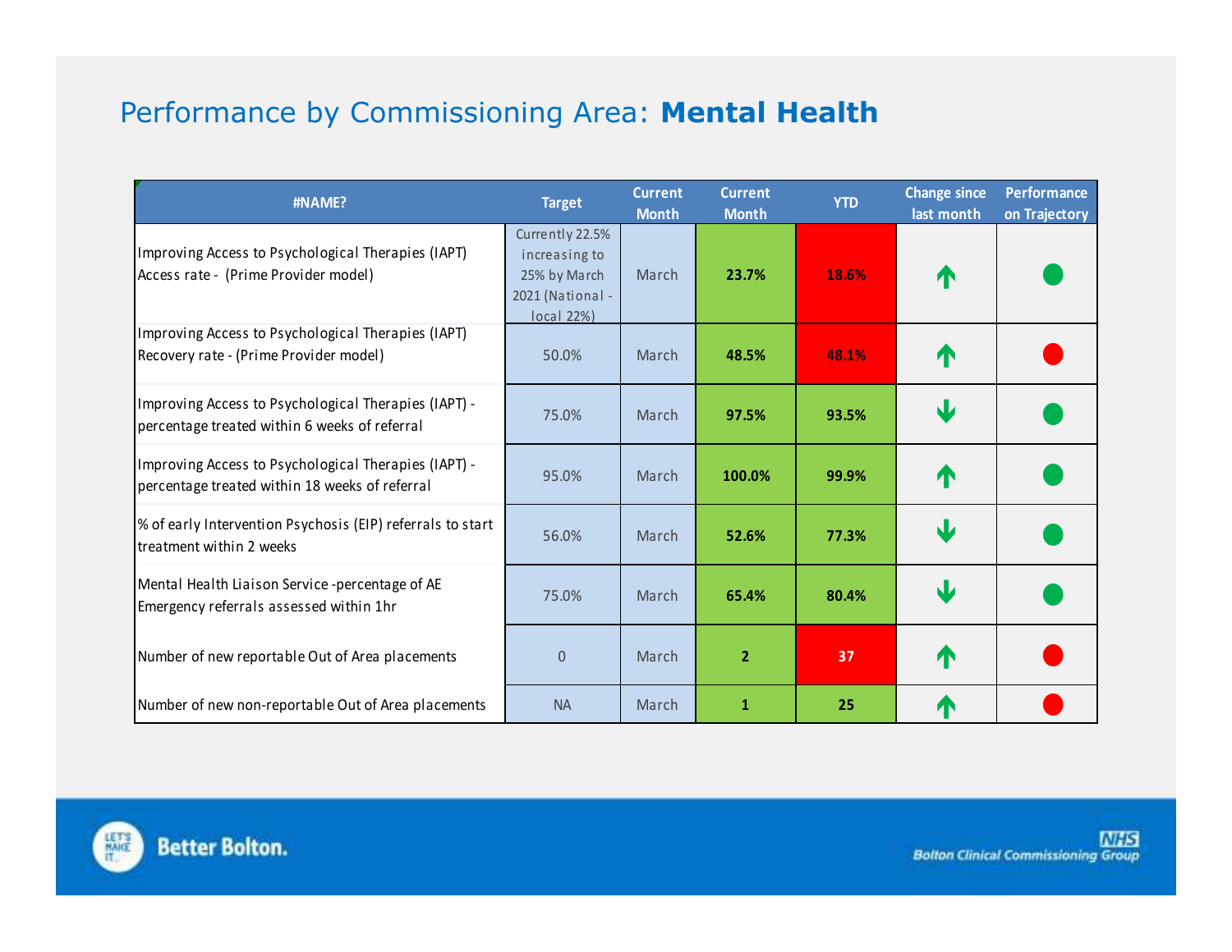# Performance by Commissioning Area: **Mental Health**

| #NAME? | Target | Current Month | Current Month | YTD | Change since last month | Performance on Trajectory |
|---|---|---|---|---|---|---|
| Improving Access to Psychological Therapies (IAPT) Access rate - (Prime Provider model) | Currently 22.5% increasing to 25% by March 2021 (National - local 22%) | March | 23.7% | 18.6% | ↑ | ● |
| Improving Access to Psychological Therapies (IAPT) Recovery rate - (Prime Provider model) | 50.0% | March | 48.5% | 48.1% | ↑ | ● |
| Improving Access to Psychological Therapies (IAPT) - percentage treated within 6 weeks of referral | 75.0% | March | 97.5% | 93.5% | ↓ | ● |
| Improving Access to Psychological Therapies (IAPT) - percentage treated within 18 weeks of referral | 95.0% | March | 100.0% | 99.9% | ↑ | ● |
| % of early Intervention Psychosis (EIP) referrals to start treatment within 2 weeks | 56.0% | March | 52.6% | 77.3% | ↓ | ● |
| Mental Health Liaison Service -percentage of AE Emergency referrals assessed within 1hr | 75.0% | March | 65.4% | 80.4% | ↓ | ● |
| Number of new reportable Out of Area placements | 0 | March | 2 | 37 | ↑ | ● |
| Number of new non-reportable Out of Area placements | NA | March | 1 | 25 | ↑ | ● |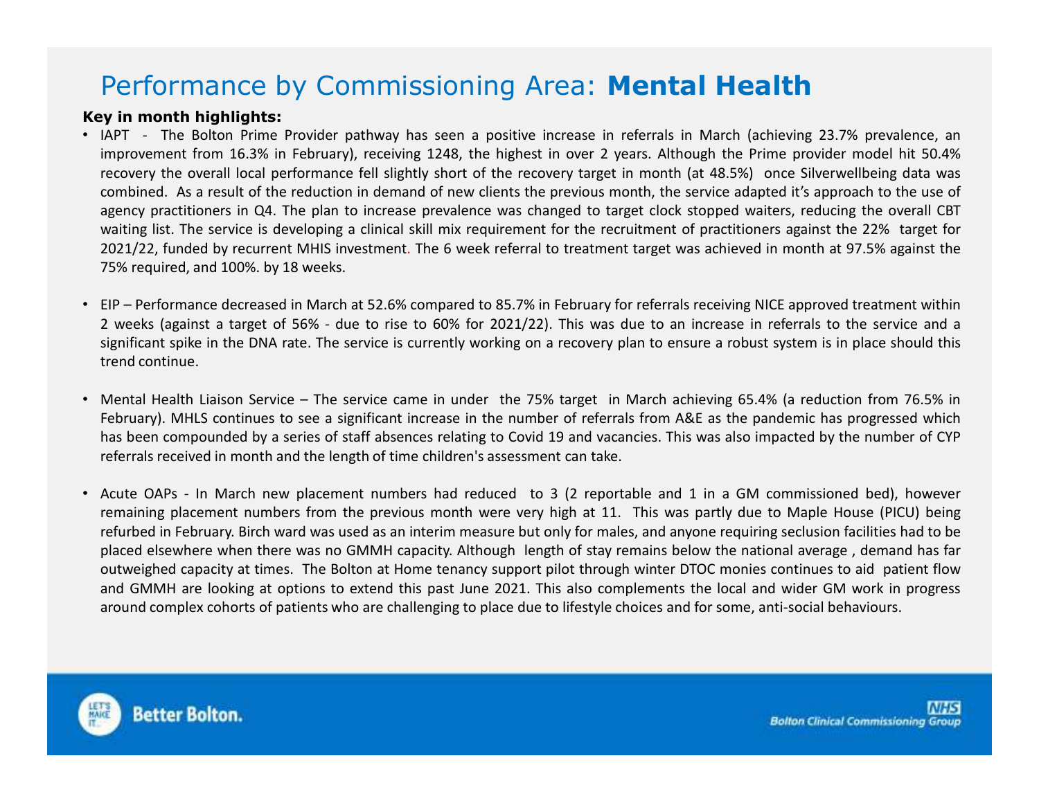# Performance by Commissioning Area: **Mental Health**

**Key in month highlights:**

- IAPT - The Bolton Prime Provider pathway has seen a positive increase in referrals in March (achieving 23.7% prevalence, an improvement from 16.3% in February), receiving 1248, the highest in over 2 years. Although the Prime provider model hit 50.4% recovery the overall local performance fell slightly short of the recovery target in month (at 48.5%) once Silverwellbeing data was combined. As a result of the reduction in demand of new clients the previous month, the service adapted it's approach to the use of agency practitioners in Q4. The plan to increase prevalence was changed to target clock stopped waiters, reducing the overall CBT waiting list. The service is developing a clinical skill mix requirement for the recruitment of practitioners against the 22% target for 2021/22, funded by recurrent MHIS investment. The 6 week referral to treatment target was achieved in month at 97.5% against the 75% required, and 100%. by 18 weeks.

- EIP – Performance decreased in March at 52.6% compared to 85.7% in February for referrals receiving NICE approved treatment within 2 weeks (against a target of 56% - due to rise to 60% for 2021/22). This was due to an increase in referrals to the service and a significant spike in the DNA rate. The service is currently working on a recovery plan to ensure a robust system is in place should this trend continue.

- Mental Health Liaison Service – The service came in under the 75% target in March achieving 65.4% (a reduction from 76.5% in February). MHLS continues to see a significant increase in the number of referrals from A&E as the pandemic has progressed which has been compounded by a series of staff absences relating to Covid 19 and vacancies. This was also impacted by the number of CYP referrals received in month and the length of time children's assessment can take.

- Acute OAPs - In March new placement numbers had reduced to 3 (2 reportable and 1 in a GM commissioned bed), however remaining placement numbers from the previous month were very high at 11. This was partly due to Maple House (PICU) being refurbed in February. Birch ward was used as an interim measure but only for males, and anyone requiring seclusion facilities had to be placed elsewhere when there was no GMMH capacity. Although length of stay remains below the national average , demand has far outweighed capacity at times. The Bolton at Home tenancy support pilot through winter DTOC monies continues to aid patient flow and GMMH are looking at options to extend this past June 2021. This also complements the local and wider GM work in progress around complex cohorts of patients who are challenging to place due to lifestyle choices and for some, anti-social behaviours.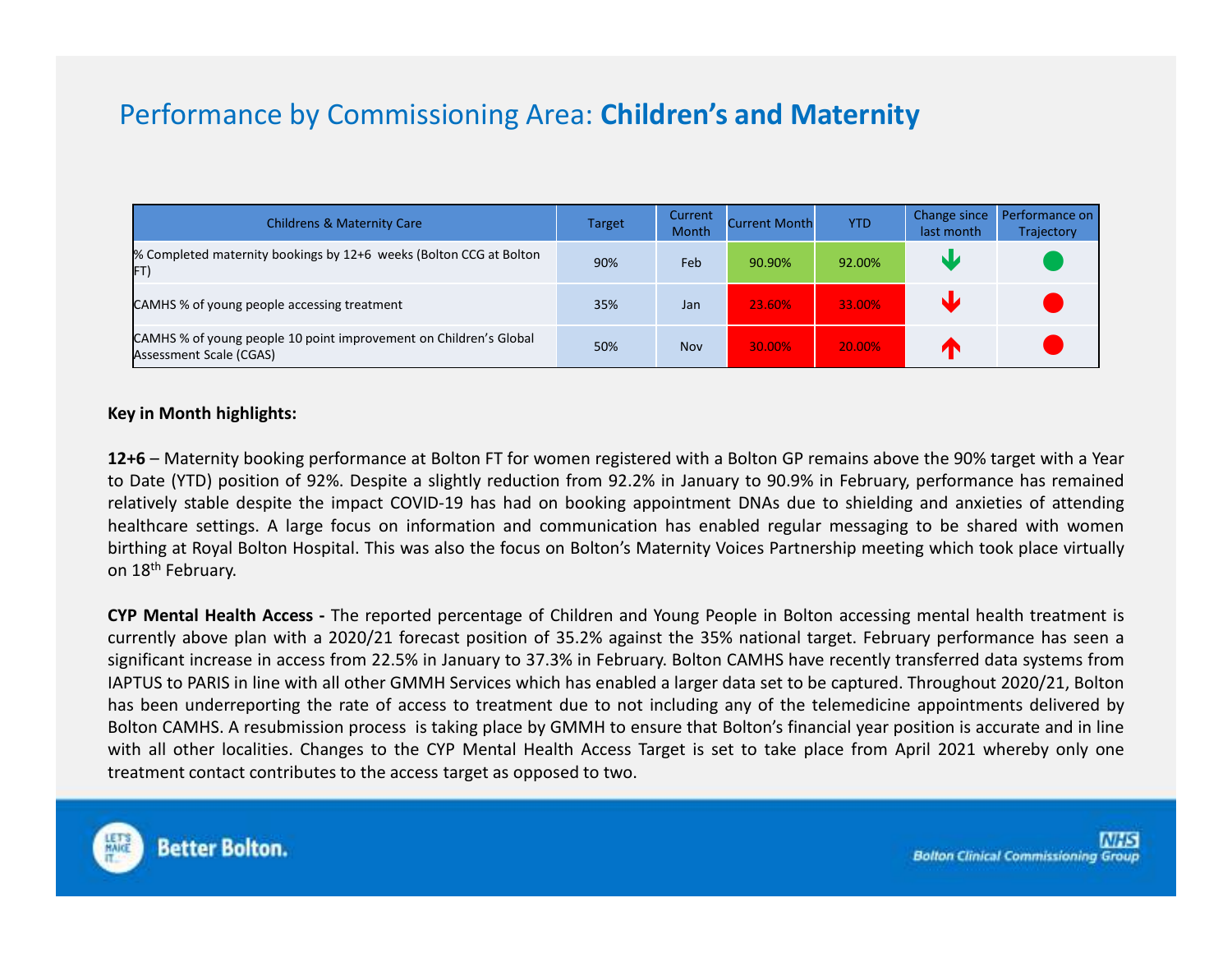# Performance by Commissioning Area: **Children's and Maternity**

| Childrens & Maternity Care | Target | Current Month | Current Month | YTD | Change since last month | Performance on Trajectory |
|---|---|---|---|---|---|---|
| % Completed maternity bookings by 12+6 weeks (Bolton CCG at Bolton FT) | 90% | Feb | 90.90% | 92.00% | ↓ | ● |
| CAMHS % of young people accessing treatment | 35% | Jan | 23.60% | 33.00% | ↓ | ● |
| CAMHS % of young people 10 point improvement on Children's Global Assessment Scale (CGAS) | 50% | Nov | 30.00% | 20.00% | ↑ | ● |

**Key in Month highlights:**

**12+6** – Maternity booking performance at Bolton FT for women registered with a Bolton GP remains above the 90% target with a Year to Date (YTD) position of 92%. Despite a slightly reduction from 92.2% in January to 90.9% in February, performance has remained relatively stable despite the impact COVID-19 has had on booking appointment DNAs due to shielding and anxieties of attending healthcare settings. A large focus on information and communication has enabled regular messaging to be shared with women birthing at Royal Bolton Hospital. This was also the focus on Bolton's Maternity Voices Partnership meeting which took place virtually on 18th February.

**CYP Mental Health Access -** The reported percentage of Children and Young People in Bolton accessing mental health treatment is currently above plan with a 2020/21 forecast position of 35.2% against the 35% national target. February performance has seen a significant increase in access from 22.5% in January to 37.3% in February. Bolton CAMHS have recently transferred data systems from IAPTUS to PARIS in line with all other GMMH Services which has enabled a larger data set to be captured. Throughout 2020/21, Bolton has been underreporting the rate of access to treatment due to not including any of the telemedicine appointments delivered by Bolton CAMHS. A resubmission process is taking place by GMMH to ensure that Bolton's financial year position is accurate and in line with all other localities. Changes to the CYP Mental Health Access Target is set to take place from April 2021 whereby only one treatment contact contributes to the access target as opposed to two.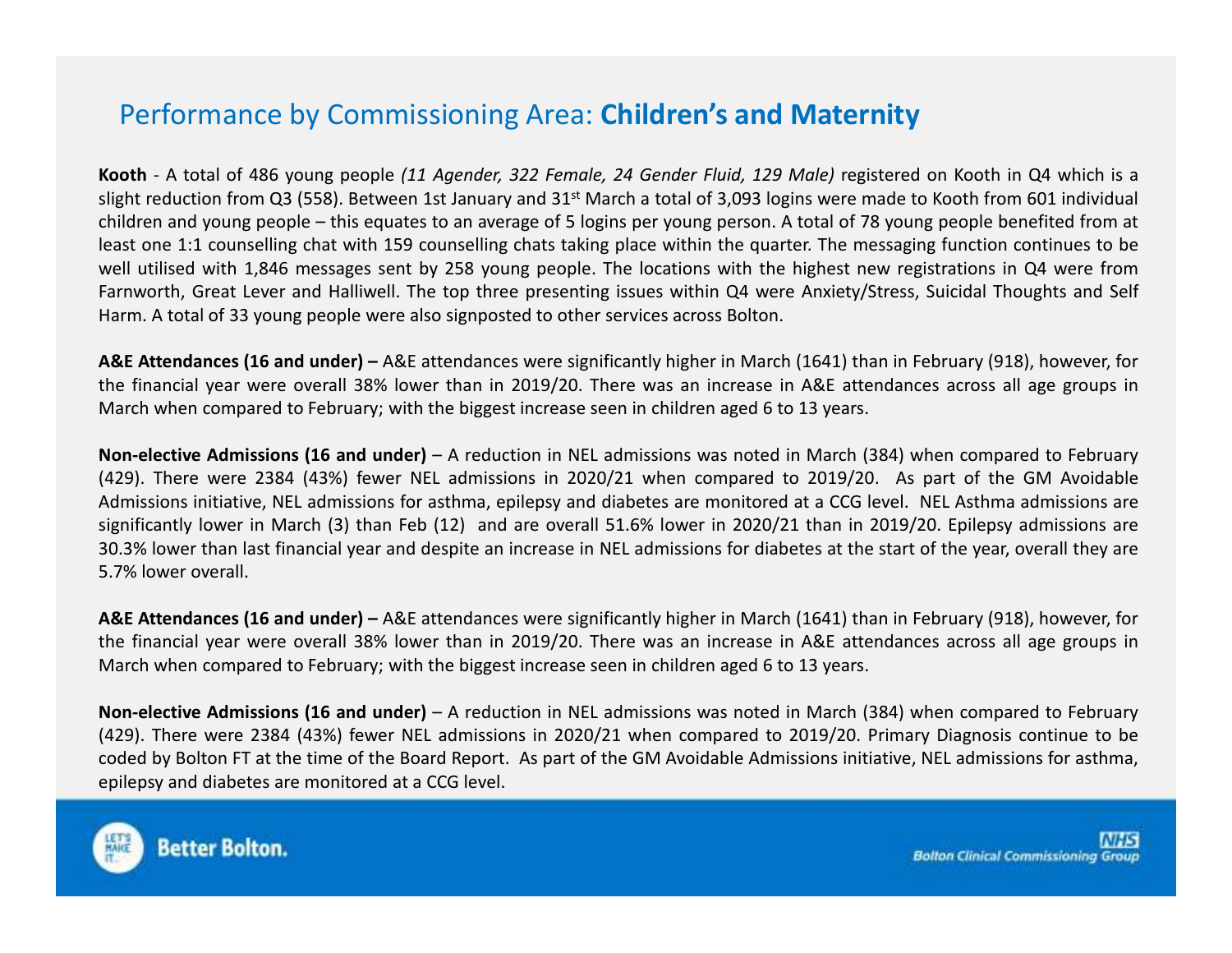# Performance by Commissioning Area: **Children's and Maternity**

**Kooth** - A total of 486 young people *(11 Agender, 322 Female, 24 Gender Fluid, 129 Male)* registered on Kooth in Q4 which is a slight reduction from Q3 (558). Between 1st January and 31st March a total of 3,093 logins were made to Kooth from 601 individual children and young people – this equates to an average of 5 logins per young person. A total of 78 young people benefited from at least one 1:1 counselling chat with 159 counselling chats taking place within the quarter. The messaging function continues to be well utilised with 1,846 messages sent by 258 young people. The locations with the highest new registrations in Q4 were from Farnworth, Great Lever and Halliwell. The top three presenting issues within Q4 were Anxiety/Stress, Suicidal Thoughts and Self Harm. A total of 33 young people were also signposted to other services across Bolton.

**A&E Attendances (16 and under) –** A&E attendances were significantly higher in March (1641) than in February (918), however, for the financial year were overall 38% lower than in 2019/20. There was an increase in A&E attendances across all age groups in March when compared to February; with the biggest increase seen in children aged 6 to 13 years.

**Non-elective Admissions (16 and under)** – A reduction in NEL admissions was noted in March (384) when compared to February (429). There were 2384 (43%) fewer NEL admissions in 2020/21 when compared to 2019/20. As part of the GM Avoidable Admissions initiative, NEL admissions for asthma, epilepsy and diabetes are monitored at a CCG level. NEL Asthma admissions are significantly lower in March (3) than Feb (12) and are overall 51.6% lower in 2020/21 than in 2019/20. Epilepsy admissions are 30.3% lower than last financial year and despite an increase in NEL admissions for diabetes at the start of the year, overall they are 5.7% lower overall.

**A&E Attendances (16 and under) –** A&E attendances were significantly higher in March (1641) than in February (918), however, for the financial year were overall 38% lower than in 2019/20. There was an increase in A&E attendances across all age groups in March when compared to February; with the biggest increase seen in children aged 6 to 13 years.

**Non-elective Admissions (16 and under)** – A reduction in NEL admissions was noted in March (384) when compared to February (429). There were 2384 (43%) fewer NEL admissions in 2020/21 when compared to 2019/20. Primary Diagnosis continue to be coded by Bolton FT at the time of the Board Report. As part of the GM Avoidable Admissions initiative, NEL admissions for asthma, epilepsy and diabetes are monitored at a CCG level.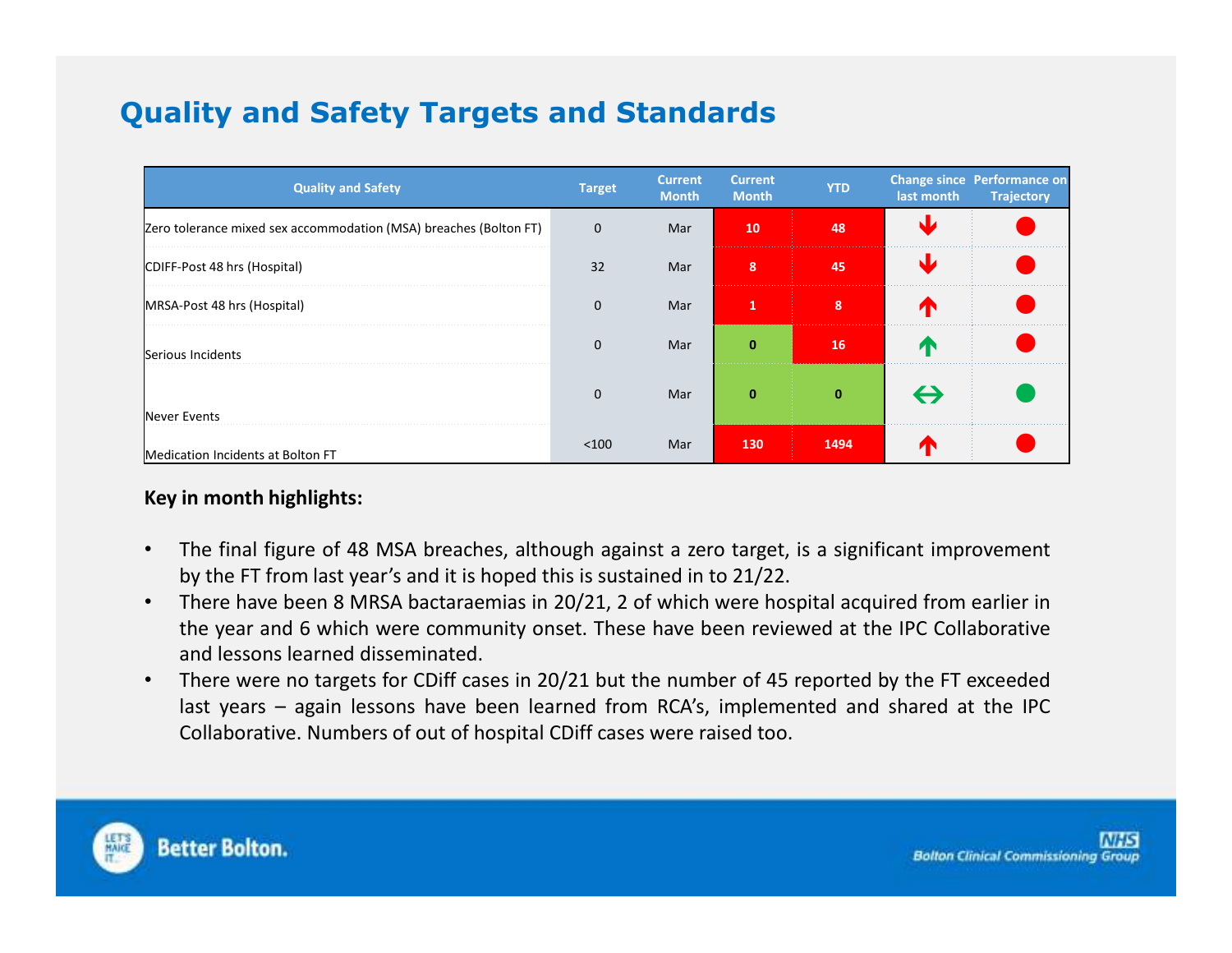## Quality and Safety Targets and Standards

| Quality and Safety | Target | Current Month | Current Month | YTD | Change since last month | Performance on Trajectory |
|---|---|---|---|---|---|---|
| Zero tolerance mixed sex accommodation (MSA) breaches (Bolton FT) | 0 | Mar | 10 | 48 | ↓ | ● |
| CDIFF-Post 48 hrs (Hospital) | 32 | Mar | 8 | 45 | ↓ | ● |
| MRSA-Post 48 hrs (Hospital) | 0 | Mar | 1 | 8 | ↑ | ● |
| Serious Incidents | 0 | Mar | 0 | 16 | ↑ | ● |
| Never Events | 0 | Mar | 0 | 0 | ↔ | ● |
| Medication Incidents at Bolton FT | <100 | Mar | 130 | 1494 | ↑ | ● |

**Key in month highlights:**

- The final figure of 48 MSA breaches, although against a zero target, is a significant improvement by the FT from last year's and it is hoped this is sustained in to 21/22.
- There have been 8 MRSA bactaraemias in 20/21, 2 of which were hospital acquired from earlier in the year and 6 which were community onset. These have been reviewed at the IPC Collaborative and lessons learned disseminated.
- There were no targets for CDiff cases in 20/21 but the number of 45 reported by the FT exceeded last years – again lessons have been learned from RCA's, implemented and shared at the IPC Collaborative. Numbers of out of hospital CDiff cases were raised too.